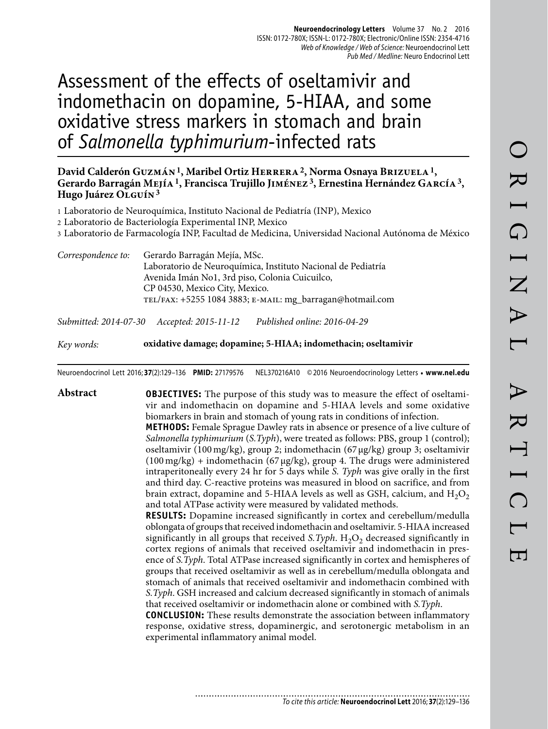# Assessment of the effects of oseltamivir and indomethacin on dopamine, 5-HIAA, and some oxidative stress markers in stomach and brain of *Salmonella typhimurium*-infected rats

**David Calderón Guzmán [1], Maribel Ortiz Herrera [2], Norma Osnaya Brizuela [1], Gerardo Barragán Mejía [1], Francisca Trujillo Jiménez [3], Ernestina Hernández García [3], Hugo Juárez Olguín [3]**

1 Laboratorio de Neuroquímica, Instituto Nacional de Pediatría (INP), Mexico
2 Laboratorio de Bacteriología Experimental INP, Mexico
3 Laboratorio de Farmacología INP, Facultad de Medicina, Universidad Nacional Autónoma de México

*Correspondence to:* Gerardo Barragán Mejía, MSc.
Laboratorio de Neuroquímica, Instituto Nacional de Pediatría
Avenida Imán No1, 3rd piso, Colonia Cuicuilco,
CP 04530, Mexico City, Mexico.
TEL/FAX: +5255 1084 3883; E-MAIL: mg_barragan@hotmail.com

*Submitted: 2014-07-30* *Accepted: 2015-11-12* *Published online: 2016-04-29*

*Key words:* **oxidative damage; dopamine; 5-HIAA; indomethacin; oseltamivir**

Neuroendocrinol Lett 2016; **37**(2):129–136 **PMID:** 27179576 NEL370216A10 © 2016 Neuroendocrinology Letters • **www.nel.edu**

## Abstract

**OBJECTIVES:** The purpose of this study was to measure the effect of oseltamivir and indomethacin on dopamine and 5-HIAA levels and some oxidative biomarkers in brain and stomach of young rats in conditions of infection.

**METHODS:** Female Sprague Dawley rats in absence or presence of a live culture of *Salmonella typhimurium* (*S.Typh*), were treated as follows: PBS, group 1 (control); oseltamivir (100 mg/kg), group 2; indomethacin (67 µg/kg) group 3; oseltamivir (100 mg/kg) + indomethacin (67 µg/kg), group 4. The drugs were administered intraperitoneally every 24 hr for 5 days while *S. Typh* was give orally in the first and third day. C-reactive proteins was measured in blood on sacrifice, and from brain extract, dopamine and 5-HIAA levels as well as GSH, calcium, and $H_2O_2$ and total ATPase activity were measured by validated methods.

**RESULTS:** Dopamine increased significantly in cortex and cerebellum/medulla oblongata of groups that received indomethacin and oseltamivir. 5-HIAA increased significantly in all groups that received *S.Typh*. $H_2O_2$ decreased significantly in cortex regions of animals that received oseltamivir and indomethacin in presence of *S.Typh*. Total ATPase increased significantly in cortex and hemispheres of groups that received oseltamivir as well as in cerebellum/medulla oblongata and stomach of animals that received oseltamivir and indomethacin combined with *S.Typh*. GSH increased and calcium decreased significantly in stomach of animals that received oseltamivir or indomethacin alone or combined with *S.Typh*.

**CONCLUSION:** These results demonstrate the association between inflammatory response, oxidative stress, dopaminergic, and serotonergic metabolism in an experimental inflammatory animal model.

*To cite this article:* **Neuroendocrinol Lett** 2016; **37**(2):129–136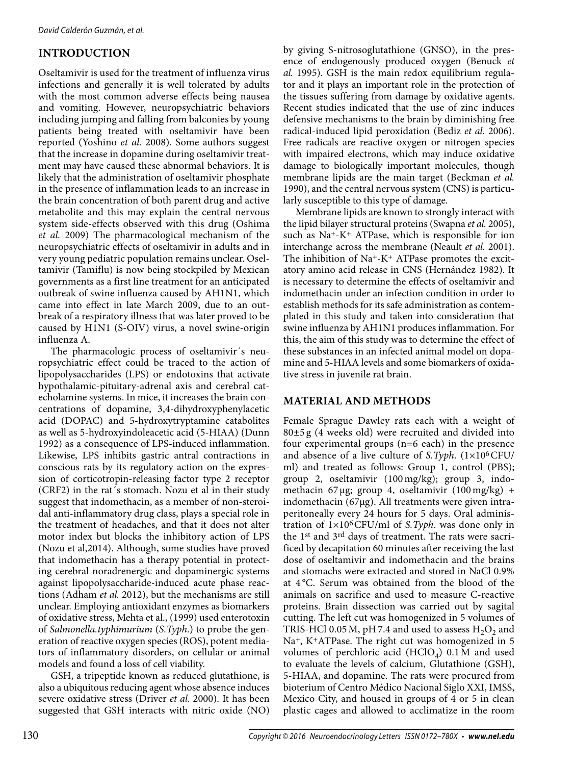## INTRODUCTION

Oseltamivir is used for the treatment of influenza virus infections and generally it is well tolerated by adults with the most common adverse effects being nausea and vomiting. However, neuropsychiatric behaviors including jumping and falling from balconies by young patients being treated with oseltamivir have been reported (Yoshino *et al.* 2008). Some authors suggest that the increase in dopamine during oseltamivir treatment may have caused these abnormal behaviors. It is likely that the administration of oseltamivir phosphate in the presence of inflammation leads to an increase in the brain concentration of both parent drug and active metabolite and this may explain the central nervous system side-effects observed with this drug (Oshima *et al.* 2009) The pharmacological mechanism of the neuropsychiatric effects of oseltamivir in adults and in very young pediatric population remains unclear. Oseltamivir (Tamiflu) is now being stockpiled by Mexican governments as a first line treatment for an anticipated outbreak of swine influenza caused by AH1N1, which came into effect in late March 2009, due to an outbreak of a respiratory illness that was later proved to be caused by H1N1 (S-OIV) virus, a novel swine-origin influenza A.

The pharmacologic process of oseltamivir´s neuropsychiatric effect could be traced to the action of lipopolysaccharides (LPS) or endotoxins that activate hypothalamic-pituitary-adrenal axis and cerebral catecholamine systems. In mice, it increases the brain concentrations of dopamine, 3,4-dihydroxyphenylacetic acid (DOPAC) and 5-hydroxytryptamine catabolites as well as 5-hydroxyindoleacetic acid (5-HIAA) (Dunn 1992) as a consequence of LPS-induced inflammation. Likewise, LPS inhibits gastric antral contractions in conscious rats by its regulatory action on the expression of corticotropin-releasing factor type 2 receptor (CRF2) in the rat´s stomach. Nozu et al in their study suggest that indomethacin, as a member of non-steroidal anti-inflammatory drug class, plays a special role in the treatment of headaches, and that it does not alter motor index but blocks the inhibitory action of LPS (Nozu et al,2014). Although, some studies have proved that indomethacin has a therapy potential in protecting cerebral noradrenergic and dopaminergic systems against lipopolysaccharide-induced acute phase reactions (Adham *et al.* 2012), but the mechanisms are still unclear. Employing antioxidant enzymes as biomarkers of oxidative stress, Mehta et al., (1999) used enterotoxin of *Salmonella.typhimurium* (*S.Typh.*) to probe the generation of reactive oxygen species (ROS), potent mediators of inflammatory disorders, on cellular or animal models and found a loss of cell viability.

GSH, a tripeptide known as reduced glutathione, is also a ubiquitous reducing agent whose absence induces severe oxidative stress (Driver *et al.* 2000). It has been suggested that GSH interacts with nitric oxide (NO) by giving S-nitrosoglutathione (GNSO), in the presence of endogenously produced oxygen (Benuck *et al.* 1995). GSH is the main redox equilibrium regulator and it plays an important role in the protection of the tissues suffering from damage by oxidative agents. Recent studies indicated that the use of zinc induces defensive mechanisms to the brain by diminishing free radical-induced lipid peroxidation (Bediz *et al.* 2006). Free radicals are reactive oxygen or nitrogen species with impaired electrons, which may induce oxidative damage to biologically important molecules, though membrane lipids are the main target (Beckman *et al.* 1990), and the central nervous system (CNS) is particularly susceptible to this type of damage.

Membrane lipids are known to strongly interact with the lipid bilayer structural proteins (Swapna *et al.* 2005), such as $Na^+$-$K^+$ ATPase, which is responsible for ion interchange across the membrane (Neault *et al.* 2001). The inhibition of $Na^+$-$K^+$ ATPase promotes the excitatory amino acid release in CNS (Hernández 1982). It is necessary to determine the effects of oseltamivir and indomethacin under an infection condition in order to establish methods for its safe administration as contemplated in this study and taken into consideration that swine influenza by AH1N1 produces inflammation. For this, the aim of this study was to determine the effect of these substances in an infected animal model on dopamine and 5-HIAA levels and some biomarkers of oxidative stress in juvenile rat brain.

## MATERIAL AND METHODS

Female Sprague Dawley rats each with a weight of 80±5 g (4 weeks old) were recruited and divided into four experimental groups (n=6 each) in the presence and absence of a live culture of *S.Typh*. ($1\times10^6$ CFU/ml) and treated as follows: Group 1, control (PBS); group 2, oseltamivir (100 mg/kg); group 3, indomethacin 67 μg; group 4, oseltamivir (100 mg/kg) + indomethacin (67μg). All treatments were given intraperitoneally every 24 hours for 5 days. Oral administration of $1\times10^6$ CFU/ml of *S.Typh*. was done only in the 1st and 3rd days of treatment. The rats were sacrificed by decapitation 60 minutes after receiving the last dose of oseltamivir and indomethacin and the brains and stomachs were extracted and stored in NaCl 0.9% at 4 °C. Serum was obtained from the blood of the animals on sacrifice and used to measure C-reactive proteins. Brain dissection was carried out by sagital cutting. The left cut was homogenized in 5 volumes of TRIS-HCl 0.05 M, pH 7.4 and used to assess $H_2O_2$ and $Na^+$, $K^+$ATPase. The right cut was homogenized in 5 volumes of perchloric acid ($HClO_4$) 0.1 M and used to evaluate the levels of calcium, Glutathione (GSH), 5-HIAA, and dopamine. The rats were procured from bioterium of Centro Médico Nacional Siglo XXI, IMSS, Mexico City, and housed in groups of 4 or 5 in clean plastic cages and allowed to acclimatize in the room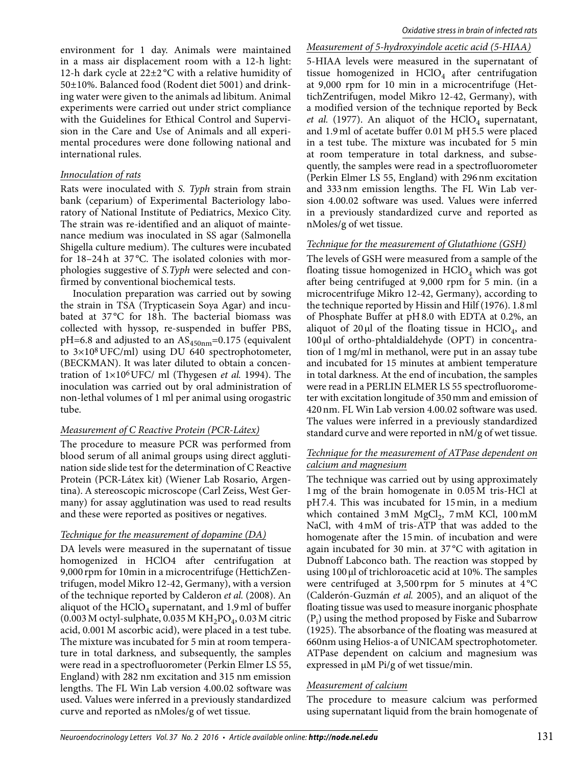environment for 1 day. Animals were maintained in a mass air displacement room with a 12-h light: 12-h dark cycle at 22±2 °C with a relative humidity of 50±10%. Balanced food (Rodent diet 5001) and drinking water were given to the animals ad libitum. Animal experiments were carried out under strict compliance with the Guidelines for Ethical Control and Supervision in the Care and Use of Animals and all experimental procedures were done following national and international rules.

*Innoculation of rats*

Rats were inoculated with *S. Typh* strain from strain bank (ceparium) of Experimental Bacteriology laboratory of National Institute of Pediatrics, Mexico City. The strain was re-identified and an aliquot of maintenance medium was inoculated in SS agar (Salmonella Shigella culture medium). The cultures were incubated for 18–24 h at 37 °C. The isolated colonies with morphologies suggestive of *S.Typh* were selected and confirmed by conventional biochemical tests.

Inoculation preparation was carried out by sowing the strain in TSA (Trypticasein Soya Agar) and incubated at 37 °C for 18 h. The bacterial biomass was collected with hyssop, re-suspended in buffer PBS, pH=6.8 and adjusted to an $AS_{450nm}$=0.175 (equivalent to $3\times10^{8}$ UFC/ml) using DU 640 spectrophotometer, (BECKMAN). It was later diluted to obtain a concentration of $1\times10^{6}$ UFC/ ml (Thygesen *et al.* 1994). The inoculation was carried out by oral administration of non-lethal volumes of 1 ml per animal using orogastric tube.

*Measurement of C Reactive Protein (PCR-Látex)*

The procedure to measure PCR was performed from blood serum of all animal groups using direct agglutination side slide test for the determination of C Reactive Protein (PCR-Látex kit) (Wiener Lab Rosario, Argentina). A stereoscopic microscope (Carl Zeiss, West Germany) for assay agglutination was used to read results and these were reported as positives or negatives.

*Technique for the measurement of dopamine (DA)*

DA levels were measured in the supernatant of tissue homogenized in HClO4 after centrifugation at 9,000 rpm for 10min in a microcentrifuge (HettichZentrifugen, model Mikro 12-42, Germany), with a version of the technique reported by Calderon *et al.* (2008). An aliquot of the $HClO_4$ supernatant, and 1.9 ml of buffer (0.003 M octyl-sulphate, 0.035 M $KH_2PO_4$, 0.03 M citric acid, 0.001 M ascorbic acid), were placed in a test tube. The mixture was incubated for 5 min at room temperature in total darkness, and subsequently, the samples were read in a spectrofluorometer (Perkin Elmer LS 55, England) with 282 nm excitation and 315 nm emission lengths. The FL Win Lab version 4.00.02 software was used. Values were inferred in a previously standardized curve and reported as nMoles/g of wet tissue.

*Measurement of 5-hydroxyindole acetic acid (5-HIAA)*

5-HIAA levels were measured in the supernatant of tissue homogenized in $HClO_4$ after centrifugation at 9,000 rpm for 10 min in a microcentrifuge (HettichZentrifugen, model Mikro 12-42, Germany), with a modified version of the technique reported by Beck *et al.* (1977). An aliquot of the $HClO_4$ supernatant, and 1.9 ml of acetate buffer 0.01 M pH 5.5 were placed in a test tube. The mixture was incubated for 5 min at room temperature in total darkness, and subsequently, the samples were read in a spectrofluorometer (Perkin Elmer LS 55, England) with 296 nm excitation and 333 nm emission lengths. The FL Win Lab version 4.00.02 software was used. Values were inferred in a previously standardized curve and reported as nMoles/g of wet tissue.

*Technique for the measurement of Glutathione (GSH)*

The levels of GSH were measured from a sample of the floating tissue homogenized in $HClO_4$ which was got after being centrifuged at 9,000 rpm for 5 min. (in a microcentrifuge Mikro 12-42, Germany), according to the technique reported by Hissin and Hilf (1976). 1.8 ml of Phosphate Buffer at pH 8.0 with EDTA at 0.2%, an aliquot of 20 µl of the floating tissue in $HClO_4$, and 100 µl of ortho-phtaldialdehyde (OPT) in concentration of 1 mg/ml in methanol, were put in an assay tube and incubated for 15 minutes at ambient temperature in total darkness. At the end of incubation, the samples were read in a PERLIN ELMER LS 55 spectrofluorometer with excitation longitude of 350 mm and emission of 420 nm. FL Win Lab version 4.00.02 software was used. The values were inferred in a previously standardized standard curve and were reported in nM/g of wet tissue.

*Technique for the measurement of ATPase dependent on calcium and magnesium*

The technique was carried out by using approximately 1 mg of the brain homogenate in 0.05 M tris-HCl at pH 7.4. This was incubated for 15 min, in a medium which contained 3 mM $MgCl_2$, 7 mM KCl, 100 mM NaCl, with 4 mM of tris-ATP that was added to the homogenate after the 15 min. of incubation and were again incubated for 30 min. at 37 °C with agitation in Dubnoff Labconco bath. The reaction was stopped by using 100 µl of trichloroacetic acid at 10%. The samples were centrifuged at 3,500 rpm for 5 minutes at 4 °C (Calderón-Guzmán *et al.* 2005), and an aliquot of the floating tissue was used to measure inorganic phosphate ($P_i$) using the method proposed by Fiske and Subarrow (1925). The absorbance of the floating was measured at 660nm using Helios-a of UNICAM spectrophotometer. ATPase dependent on calcium and magnesium was expressed in µM Pi/g of wet tissue/min.

*Measurement of calcium*

The procedure to measure calcium was performed using supernatant liquid from the brain homogenate of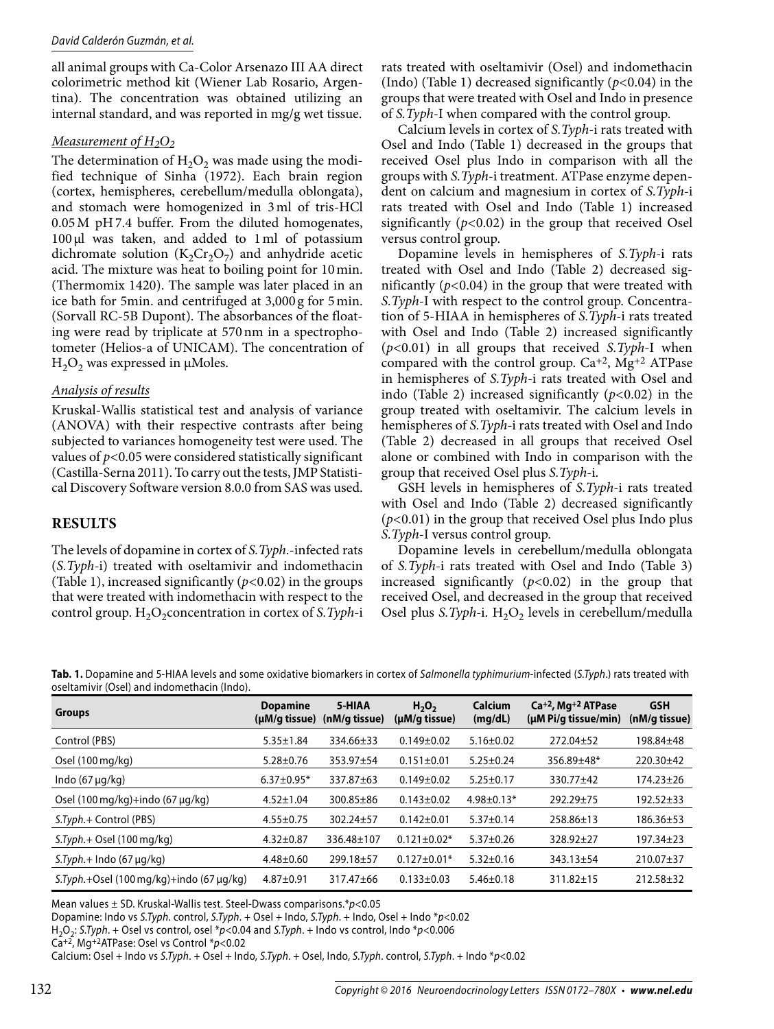all animal groups with Ca-Color Arsenazo III AA direct colorimetric method kit (Wiener Lab Rosario, Argentina). The concentration was obtained utilizing an internal standard, and was reported in mg/g wet tissue.

### *Measurement of $H_2O_2$*

The determination of $H_2O_2$ was made using the modified technique of Sinha (1972). Each brain region (cortex, hemispheres, cerebellum/medulla oblongata), and stomach were homogenized in 3 ml of tris-HCl 0.05 M pH 7.4 buffer. From the diluted homogenates, 100 µl was taken, and added to 1 ml of potassium dichromate solution ($K_2Cr_2O_7$) and anhydride acetic acid. The mixture was heat to boiling point for 10 min. (Thermomix 1420). The sample was later placed in an ice bath for 5min. and centrifuged at 3,000 g for 5 min. (Sorvall RC-5B Dupont). The absorbances of the floating were read by triplicate at 570 nm in a spectrophotometer (Helios-a of UNICAM). The concentration of $H_2O_2$ was expressed in µMoles.

### *Analysis of results*

Kruskal-Wallis statistical test and analysis of variance (ANOVA) with their respective contrasts after being subjected to variances homogeneity test were used. The values of $p<0.05$ were considered statistically significant (Castilla-Serna 2011). To carry out the tests, JMP Statistical Discovery Software version 8.0.0 from SAS was used.

## RESULTS

The levels of dopamine in cortex of *S.Typh.*-infected rats (*S.Typh*-i) treated with oseltamivir and indomethacin (Table 1), increased significantly ($p<0.02$) in the groups that were treated with indomethacin with respect to the control group. $H_2O_2$ concentration in cortex of *S.Typh*-i rats treated with oseltamivir (Osel) and indomethacin (Indo) (Table 1) decreased significantly ($p<0.04$) in the groups that were treated with Osel and Indo in presence of *S.Typh*-I when compared with the control group.

Calcium levels in cortex of *S.Typh*-i rats treated with Osel and Indo (Table 1) decreased in the groups that received Osel plus Indo in comparison with all the groups with *S.Typh*-i treatment. ATPase enzyme dependent on calcium and magnesium in cortex of *S.Typh*-i rats treated with Osel and Indo (Table 1) increased significantly ($p<0.02$) in the group that received Osel versus control group.

Dopamine levels in hemispheres of *S.Typh*-i rats treated with Osel and Indo (Table 2) decreased significantly ($p<0.04$) in the group that were treated with *S.Typh*-I with respect to the control group. Concentration of 5-HIAA in hemispheres of *S.Typh*-i rats treated with Osel and Indo (Table 2) increased significantly ($p<0.01$) in all groups that received *S.Typh*-I when compared with the control group. $Ca^{+2}$, $Mg^{+2}$ ATPase in hemispheres of *S.Typh*-i rats treated with Osel and indo (Table 2) increased significantly ($p<0.02$) in the group treated with oseltamivir. The calcium levels in hemispheres of *S.Typh*-i rats treated with Osel and Indo (Table 2) decreased in all groups that received Osel alone or combined with Indo in comparison with the group that received Osel plus *S.Typh*-i.

GSH levels in hemispheres of *S.Typh*-i rats treated with Osel and Indo (Table 2) decreased significantly ($p<0.01$) in the group that received Osel plus Indo plus *S.Typh*-I versus control group.

Dopamine levels in cerebellum/medulla oblongata of *S.Typh*-i rats treated with Osel and Indo (Table 3) increased significantly ($p<0.02$) in the group that received Osel, and decreased in the group that received Osel plus *S.Typh*-i. $H_2O_2$ levels in cerebellum/medulla

**Tab. 1.** Dopamine and 5-HIAA levels and some oxidative biomarkers in cortex of *Salmonella typhimurium*-infected (*S.Typh.*) rats treated with oseltamivir (Osel) and indomethacin (Indo).

| Groups | Dopamine (µM/g tissue) | 5-HIAA (nM/g tissue) | $H_2O_2$ (µM/g tissue) | Calcium (mg/dL) | $Ca^{+2}$, $Mg^{+2}$ ATPase (µM Pi/g tissue/min) | GSH (nM/g tissue) |
|---|---|---|---|---|---|---|
| Control (PBS) | 5.35±1.84 | 334.66±33 | 0.149±0.02 | 5.16±0.02 | 272.04±52 | 198.84±48 |
| Osel (100 mg/kg) | 5.28±0.76 | 353.97±54 | 0.151±0.01 | 5.25±0.24 | 356.89±48* | 220.30±42 |
| Indo (67 µg/kg) | 6.37±0.95* | 337.87±63 | 0.149±0.02 | 5.25±0.17 | 330.77±42 | 174.23±26 |
| Osel (100 mg/kg)+indo (67 µg/kg) | 4.52±1.04 | 300.85±86 | 0.143±0.02 | 4.98±0.13* | 292.29±75 | 192.52±33 |
| *S.Typh.*+ Control (PBS) | 4.55±0.75 | 302.24±57 | 0.142±0.01 | 5.37±0.14 | 258.86±13 | 186.36±53 |
| *S.Typh.*+ Osel (100 mg/kg) | 4.32±0.87 | 336.48±107 | 0.121±0.02* | 5.37±0.26 | 328.92±27 | 197.34±23 |
| *S.Typh.*+ Indo (67 µg/kg) | 4.48±0.60 | 299.18±57 | 0.127±0.01* | 5.32±0.16 | 343.13±54 | 210.07±37 |
| *S.Typh.*+Osel (100 mg/kg)+indo (67 µg/kg) | 4.87±0.91 | 317.47±66 | 0.133±0.03 | 5.46±0.18 | 311.82±15 | 212.58±32 |

Mean values ± SD. Kruskal-Wallis test. Steel-Dwass comparisons.*$p<0.05$

Dopamine: Indo vs *S.Typh*. control, *S.Typh*. + Osel + Indo, *S.Typh*. + Indo, Osel + Indo *$p<0.02$

$H_2O_2$: *S.Typh*. + Osel vs control, osel *$p<0.04$ and *S.Typh*. + Indo vs control, Indo *$p<0.006$

$Ca^{+2}$, $Mg^{+2}$ATPase: Osel vs Control *$p<0.02$

Calcium: Osel + Indo vs *S.Typh*. + Osel + Indo, *S.Typh*. + Osel, Indo, *S.Typh*. control, *S.Typh*. + Indo *$p<0.02$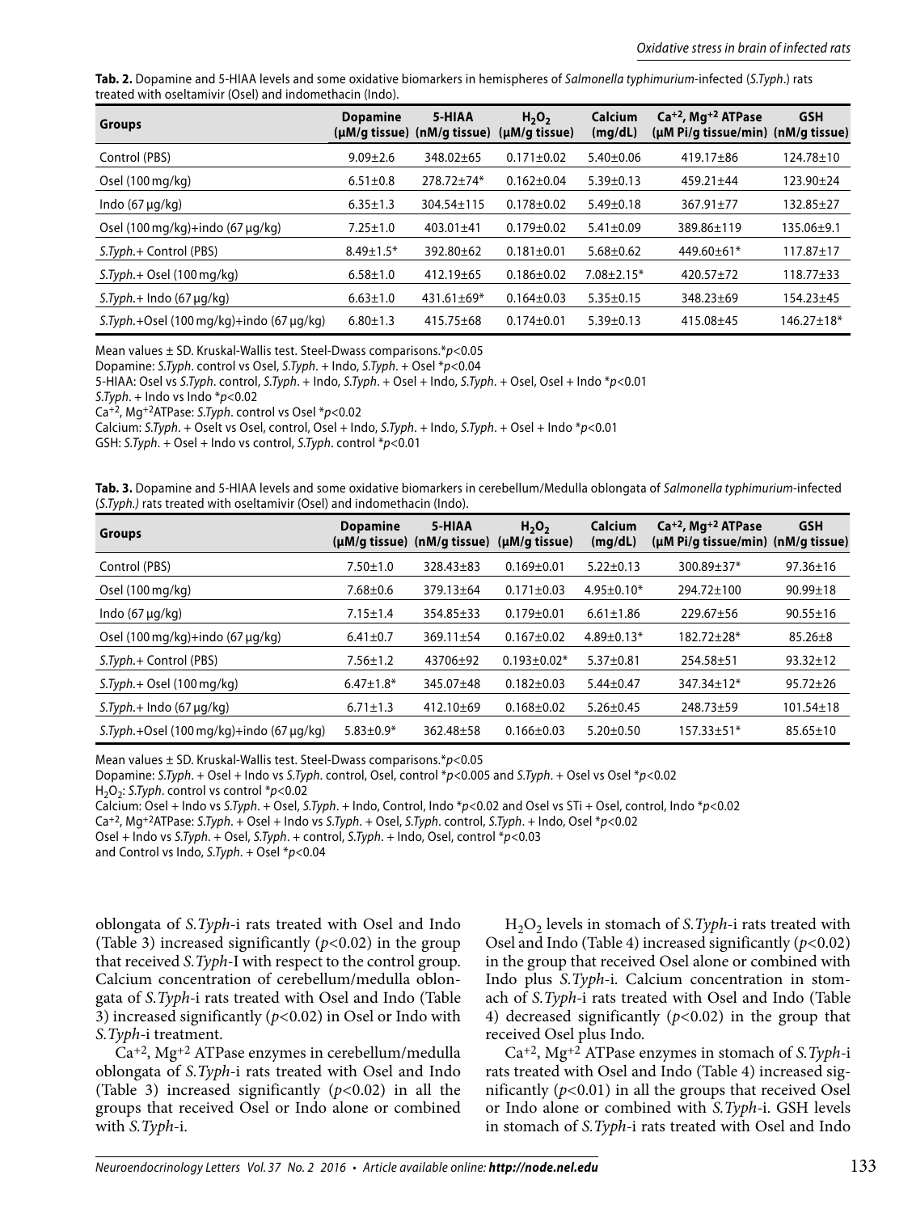**Tab. 2.** Dopamine and 5-HIAA levels and some oxidative biomarkers in hemispheres of *Salmonella typhimurium*-infected (*S.Typh.*) rats treated with oseltamivir (Osel) and indomethacin (Indo).

| Groups | Dopamine (μM/g tissue) | 5-HIAA (nM/g tissue) | $H_2O_2$ (μM/g tissue) | Calcium (mg/dL) | $Ca^{+2}$, $Mg^{+2}$ ATPase (μM Pi/g tissue/min) | GSH (nM/g tissue) |
|---|---|---|---|---|---|---|
| Control (PBS) | 9.09±2.6 | 348.02±65 | 0.171±0.02 | 5.40±0.06 | 419.17±86 | 124.78±10 |
| Osel (100 mg/kg) | 6.51±0.8 | 278.72±74* | 0.162±0.04 | 5.39±0.13 | 459.21±44 | 123.90±24 |
| Indo (67 μg/kg) | 6.35±1.3 | 304.54±115 | 0.178±0.02 | 5.49±0.18 | 367.91±77 | 132.85±27 |
| Osel (100 mg/kg)+indo (67 μg/kg) | 7.25±1.0 | 403.01±41 | 0.179±0.02 | 5.41±0.09 | 389.86±119 | 135.06±9.1 |
| *S.Typh.*+ Control (PBS) | 8.49±1.5* | 392.80±62 | 0.181±0.01 | 5.68±0.62 | 449.60±61* | 117.87±17 |
| *S.Typh.*+ Osel (100 mg/kg) | 6.58±1.0 | 412.19±65 | 0.186±0.02 | 7.08±2.15* | 420.57±72 | 118.77±33 |
| *S.Typh.*+ Indo (67 μg/kg) | 6.63±1.0 | 431.61±69* | 0.164±0.03 | 5.35±0.15 | 348.23±69 | 154.23±45 |
| *S.Typh.*+Osel (100 mg/kg)+indo (67 μg/kg) | 6.80±1.3 | 415.75±68 | 0.174±0.01 | 5.39±0.13 | 415.08±45 | 146.27±18* |

Mean values ± SD. Kruskal-Wallis test. Steel-Dwass comparisons.*$p<0.05$

Dopamine: *S.Typh*. control vs Osel, *S.Typh*. + Indo, *S.Typh*. + Osel *$p<0.04$

5-HIAA: Osel vs *S.Typh*. control, *S.Typh*. + Indo, *S.Typh*. + Osel + Indo, *S.Typh*. + Osel, Osel + Indo *$p<0.01$

*S.Typh*. + Indo vs Indo *$p<0.02$

$Ca^{+2}$, $Mg^{+2}$ATPase: *S.Typh*. control vs Osel *$p<0.02$

Calcium: *S.Typh*. + Oselt vs Osel, control, Osel + Indo, *S.Typh*. + Indo, *S.Typh*. + Osel + Indo *$p<0.01$

GSH: *S.Typh*. + Osel + Indo vs control, *S.Typh*. control *$p<0.01$

**Tab. 3.** Dopamine and 5-HIAA levels and some oxidative biomarkers in cerebellum/Medulla oblongata of *Salmonella typhimurium*-infected (*S.Typh.)* rats treated with oseltamivir (Osel) and indomethacin (Indo).

| Groups | Dopamine (μM/g tissue) | 5-HIAA (nM/g tissue) | $H_2O_2$ (μM/g tissue) | Calcium (mg/dL) | $Ca^{+2}$, $Mg^{+2}$ ATPase (μM Pi/g tissue/min) | GSH (nM/g tissue) |
|---|---|---|---|---|---|---|
| Control (PBS) | 7.50±1.0 | 328.43±83 | 0.169±0.01 | 5.22±0.13 | 300.89±37* | 97.36±16 |
| Osel (100 mg/kg) | 7.68±0.6 | 379.13±64 | 0.171±0.03 | 4.95±0.10* | 294.72±100 | 90.99±18 |
| Indo (67 μg/kg) | 7.15±1.4 | 354.85±33 | 0.179±0.01 | 6.61±1.86 | 229.67±56 | 90.55±16 |
| Osel (100 mg/kg)+indo (67 μg/kg) | 6.41±0.7 | 369.11±54 | 0.167±0.02 | 4.89±0.13* | 182.72±28* | 85.26±8 |
| *S.Typh.*+ Control (PBS) | 7.56±1.2 | 43706±92 | 0.193±0.02* | 5.37±0.81 | 254.58±51 | 93.32±12 |
| *S.Typh.*+ Osel (100 mg/kg) | 6.47±1.8* | 345.07±48 | 0.182±0.03 | 5.44±0.47 | 347.34±12* | 95.72±26 |
| *S.Typh.*+ Indo (67 μg/kg) | 6.71±1.3 | 412.10±69 | 0.168±0.02 | 5.26±0.45 | 248.73±59 | 101.54±18 |
| *S.Typh.*+Osel (100 mg/kg)+indo (67 μg/kg) | 5.83±0.9* | 362.48±58 | 0.166±0.03 | 5.20±0.50 | 157.33±51* | 85.65±10 |

Mean values ± SD. Kruskal-Wallis test. Steel-Dwass comparisons.*$p<0.05$

Dopamine: *S.Typh*. + Osel + Indo vs *S.Typh*. control, Osel, control *$p<0.005$ and *S.Typh*. + Osel vs Osel *$p<0.02$

$H_2O_2$: *S.Typh*. control vs control *$p<0.02$

Calcium: Osel + Indo vs *S.Typh*. + Osel, *S.Typh*. + Indo, Control, Indo *$p<0.02$ and Osel vs STi + Osel, control, Indo *$p<0.02$

$Ca^{+2}$, $Mg^{+2}$ATPase: *S.Typh*. + Osel + Indo vs *S.Typh*. + Osel, *S.Typh*. control, *S.Typh*. + Indo, Osel *$p<0.02$

Osel + Indo vs *S.Typh*. + Osel, *S.Typh*. + control, *S.Typh*. + Indo, Osel, control *$p<0.03$

and Control vs Indo, *S.Typh*. + Osel *$p<0.04$

oblongata of *S.Typh*-i rats treated with Osel and Indo (Table 3) increased significantly ($p<0.02$) in the group that received *S.Typh*-I with respect to the control group. Calcium concentration of cerebellum/medulla oblongata of *S.Typh*-i rats treated with Osel and Indo (Table 3) increased significantly ($p<0.02$) in Osel or Indo with *S.Typh*-i treatment.

$Ca^{+2}$, $Mg^{+2}$ ATPase enzymes in cerebellum/medulla oblongata of *S.Typh*-i rats treated with Osel and Indo (Table 3) increased significantly ($p<0.02$) in all the groups that received Osel or Indo alone or combined with *S.Typh*-i.

$H_2O_2$ levels in stomach of *S.Typh*-i rats treated with Osel and Indo (Table 4) increased significantly ($p<0.02$) in the group that received Osel alone or combined with Indo plus *S.Typh*-i. Calcium concentration in stomach of *S.Typh*-i rats treated with Osel and Indo (Table 4) decreased significantly ($p<0.02$) in the group that received Osel plus Indo.

$Ca^{+2}$, $Mg^{+2}$ ATPase enzymes in stomach of *S.Typh*-i rats treated with Osel and Indo (Table 4) increased significantly ($p<0.01$) in all the groups that received Osel or Indo alone or combined with *S.Typh*-i. GSH levels in stomach of *S.Typh*-i rats treated with Osel and Indo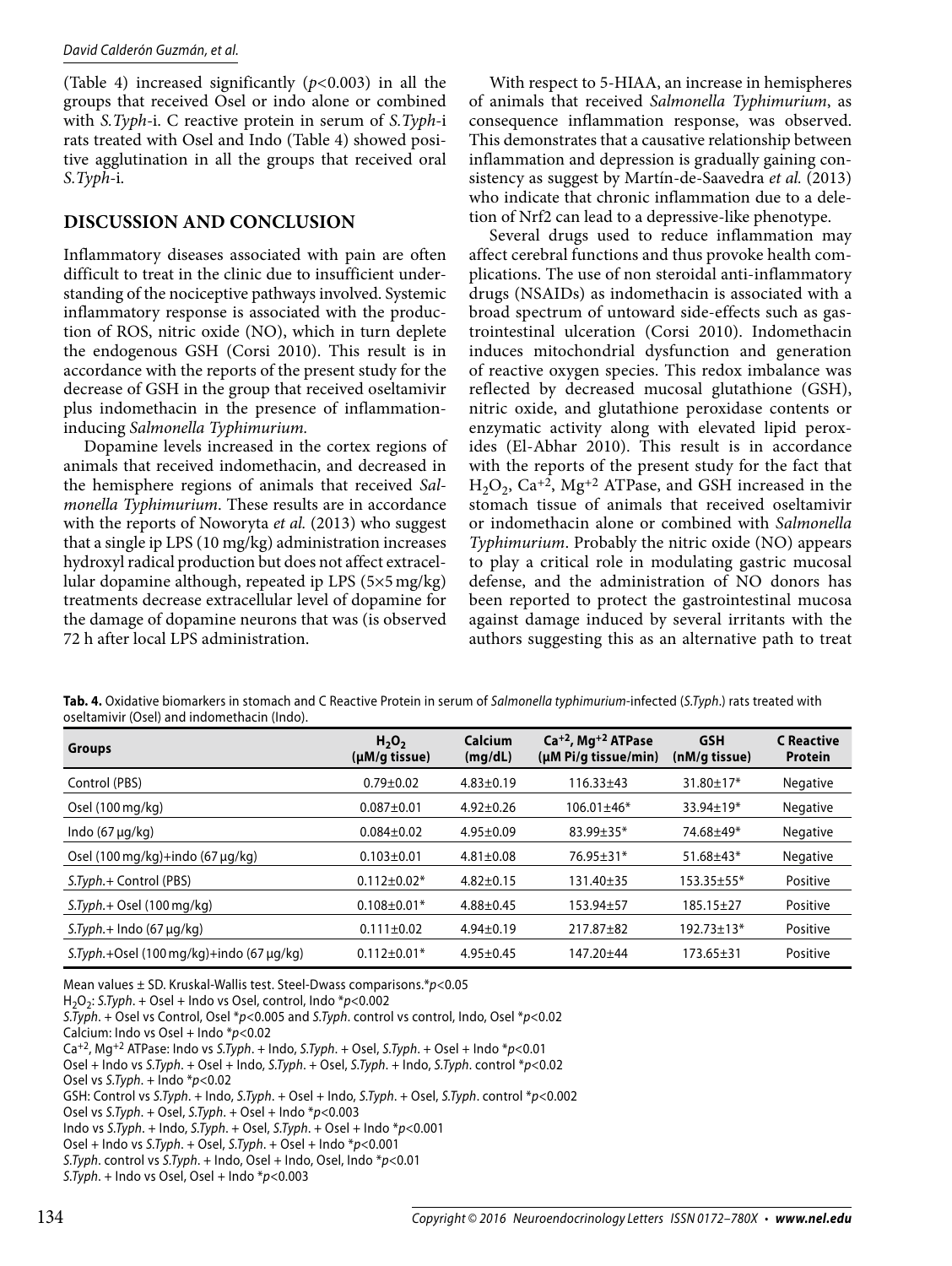(Table 4) increased significantly ($p$<0.003) in all the groups that received Osel or indo alone or combined with *S.Typh*-i. C reactive protein in serum of *S.Typh*-i rats treated with Osel and Indo (Table 4) showed positive agglutination in all the groups that received oral *S.Typh*-i.

## DISCUSSION AND CONCLUSION

Inflammatory diseases associated with pain are often difficult to treat in the clinic due to insufficient understanding of the nociceptive pathways involved. Systemic inflammatory response is associated with the production of ROS, nitric oxide (NO), which in turn deplete the endogenous GSH (Corsi 2010). This result is in accordance with the reports of the present study for the decrease of GSH in the group that received oseltamivir plus indomethacin in the presence of inflammation-inducing *Salmonella Typhimurium*.

Dopamine levels increased in the cortex regions of animals that received indomethacin, and decreased in the hemisphere regions of animals that received *Salmonella Typhimurium*. These results are in accordance with the reports of Noworyta *et al.* (2013) who suggest that a single ip LPS (10 mg/kg) administration increases hydroxyl radical production but does not affect extracellular dopamine although, repeated ip LPS (5×5 mg/kg) treatments decrease extracellular level of dopamine for the damage of dopamine neurons that was (is observed 72 h after local LPS administration.

With respect to 5-HIAA, an increase in hemispheres of animals that received *Salmonella Typhimurium*, as consequence inflammation response, was observed. This demonstrates that a causative relationship between inflammation and depression is gradually gaining consistency as suggest by Martín-de-Saavedra *et al.* (2013) who indicate that chronic inflammation due to a deletion of Nrf2 can lead to a depressive-like phenotype.

Several drugs used to reduce inflammation may affect cerebral functions and thus provoke health complications. The use of non steroidal anti-inflammatory drugs (NSAIDs) as indomethacin is associated with a broad spectrum of untoward side-effects such as gastrointestinal ulceration (Corsi 2010). Indomethacin induces mitochondrial dysfunction and generation of reactive oxygen species. This redox imbalance was reflected by decreased mucosal glutathione (GSH), nitric oxide, and glutathione peroxidase contents or enzymatic activity along with elevated lipid peroxides (El-Abhar 2010). This result is in accordance with the reports of the present study for the fact that $H_2O_2$, $Ca^{+2}$, $Mg^{+2}$ ATPase, and GSH increased in the stomach tissue of animals that received oseltamivir or indomethacin alone or combined with *Salmonella Typhimurium*. Probably the nitric oxide (NO) appears to play a critical role in modulating gastric mucosal defense, and the administration of NO donors has been reported to protect the gastrointestinal mucosa against damage induced by several irritants with the authors suggesting this as an alternative path to treat

**Tab. 4.** Oxidative biomarkers in stomach and C Reactive Protein in serum of *Salmonella typhimurium*-infected (*S.Typh.*) rats treated with oseltamivir (Osel) and indomethacin (Indo).

| Groups | $H_2O_2$ (μM/g tissue) | Calcium (mg/dL) | $Ca^{+2}$, $Mg^{+2}$ ATPase (μM Pi/g tissue/min) | GSH (nM/g tissue) | C Reactive Protein |
|---|---|---|---|---|---|
| Control (PBS) | 0.79±0.02 | 4.83±0.19 | 116.33±43 | 31.80±17* | Negative |
| Osel (100 mg/kg) | 0.087±0.01 | 4.92±0.26 | 106.01±46* | 33.94±19* | Negative |
| Indo (67 μg/kg) | 0.084±0.02 | 4.95±0.09 | 83.99±35* | 74.68±49* | Negative |
| Osel (100 mg/kg)+indo (67 μg/kg) | 0.103±0.01 | 4.81±0.08 | 76.95±31* | 51.68±43* | Negative |
| *S.Typh.*+ Control (PBS) | 0.112±0.02* | 4.82±0.15 | 131.40±35 | 153.35±55* | Positive |
| *S.Typh.*+ Osel (100 mg/kg) | 0.108±0.01* | 4.88±0.45 | 153.94±57 | 185.15±27 | Positive |
| *S.Typh.*+ Indo (67 μg/kg) | 0.111±0.02 | 4.94±0.19 | 217.87±82 | 192.73±13* | Positive |
| *S.Typh.*+Osel (100 mg/kg)+indo (67 μg/kg) | 0.112±0.01* | 4.95±0.45 | 147.20±44 | 173.65±31 | Positive |

Mean values ± SD. Kruskal-Wallis test. Steel-Dwass comparisons.*$p$<0.05
$H_2O_2$: *S.Typh.* + Osel + Indo vs Osel, control, Indo *$p$<0.002
*S.Typh.* + Osel vs Control, Osel *$p$<0.005 and *S.Typh.* control vs control, Indo, Osel *$p$<0.02
Calcium: Indo vs Osel + Indo *$p$<0.02
$Ca^{+2}$, $Mg^{+2}$ ATPase: Indo vs *S.Typh.* + Indo, *S.Typh.* + Osel, *S.Typh.* + Osel + Indo *$p$<0.01
Osel + Indo vs *S.Typh.* + Osel + Indo, *S.Typh.* + Osel, *S.Typh.* + Indo, *S.Typh.* control *$p$<0.02
Osel vs *S.Typh.* + Indo *$p$<0.02
GSH: Control vs *S.Typh.* + Indo, *S.Typh.* + Osel + Indo, *S.Typh.* + Osel, *S.Typh.* control *$p$<0.002
Osel vs *S.Typh.* + Osel, *S.Typh.* + Osel + Indo *$p$<0.003
Indo vs *S.Typh.* + Indo, *S.Typh.* + Osel, *S.Typh.* + Osel + Indo *$p$<0.001
Osel + Indo vs *S.Typh.* + Osel, *S.Typh.* + Osel + Indo *$p$<0.001
*S.Typh.* control vs *S.Typh.* + Indo, Osel + Indo, Osel, Indo *$p$<0.01
*S.Typh.* + Indo vs Osel, Osel + Indo *$p$<0.003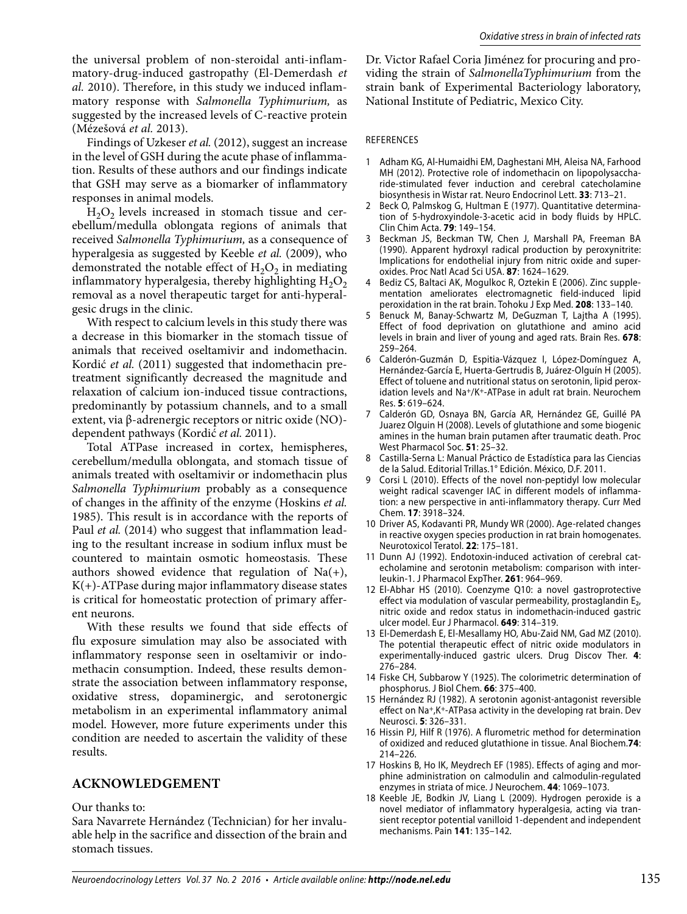the universal problem of non-steroidal anti-inflammatory-drug-induced gastropathy (El-Demerdash *et al.* 2010). Therefore, in this study we induced inflammatory response with *Salmonella Typhimurium,* as suggested by the increased levels of C-reactive protein (Mézešová *et al.* 2013).

Findings of Uzkeser *et al.* (2012), suggest an increase in the level of GSH during the acute phase of inflammation. Results of these authors and our findings indicate that GSH may serve as a biomarker of inflammatory responses in animal models.

$H_2O_2$ levels increased in stomach tissue and cerebellum/medulla oblongata regions of animals that received *Salmonella Typhimurium,* as a consequence of hyperalgesia as suggested by Keeble *et al.* (2009), who demonstrated the notable effect of $H_2O_2$ in mediating inflammatory hyperalgesia, thereby highlighting $H_2O_2$ removal as a novel therapeutic target for anti-hyperalgesic drugs in the clinic.

With respect to calcium levels in this study there was a decrease in this biomarker in the stomach tissue of animals that received oseltamivir and indomethacin. Kordić *et al.* (2011) suggested that indomethacin pretreatment significantly decreased the magnitude and relaxation of calcium ion-induced tissue contractions, predominantly by potassium channels, and to a small extent, via β-adrenergic receptors or nitric oxide (NO)-dependent pathways (Kordić *et al.* 2011).

Total ATPase increased in cortex, hemispheres, cerebellum/medulla oblongata, and stomach tissue of animals treated with oseltamivir or indomethacin plus *Salmonella Typhimurium* probably as a consequence of changes in the affinity of the enzyme (Hoskins *et al.* 1985). This result is in accordance with the reports of Paul *et al.* (2014) who suggest that inflammation leading to the resultant increase in sodium influx must be countered to maintain osmotic homeostasis. These authors showed evidence that regulation of $Na(+)$, $K(+)$-ATPase during major inflammatory disease states is critical for homeostatic protection of primary afferent neurons.

With these results we found that side effects of flu exposure simulation may also be associated with inflammatory response seen in oseltamivir or indomethacin consumption. Indeed, these results demonstrate the association between inflammatory response, oxidative stress, dopaminergic, and serotonergic metabolism in an experimental inflammatory animal model. However, more future experiments under this condition are needed to ascertain the validity of these results.

## ACKNOWLEDGEMENT

Our thanks to:

Sara Navarrete Hernández (Technician) for her invaluable help in the sacrifice and dissection of the brain and stomach tissues.

Dr. Victor Rafael Coria Jiménez for procuring and providing the strain of *SalmonellaTyphimurium* from the strain bank of Experimental Bacteriology laboratory, National Institute of Pediatric, Mexico City.

### REFERENCES

1. Adham KG, Al-Humaidhi EM, Daghestani MH, Aleisa NA, Farhood MH (2012). Protective role of indomethacin on lipopolysaccharide-stimulated fever induction and cerebral catecholamine biosynthesis in Wistar rat. Neuro Endocrinol Lett. **33**: 713–21.
2. Beck O, Palmskog G, Hultman E (1977). Quantitative determination of 5-hydroxyindole-3-acetic acid in body fluids by HPLC. Clin Chim Acta. **79**: 149–154.
3. Beckman JS, Beckman TW, Chen J, Marshall PA, Freeman BA (1990). Apparent hydroxyl radical production by peroxynitrite: Implications for endothelial injury from nitric oxide and superoxides. Proc Natl Acad Sci USA. **87**: 1624–1629.
4. Bediz CS, Baltaci AK, Mogulkoc R, Oztekin E (2006). Zinc supplementation ameliorates electromagnetic field-induced lipid peroxidation in the rat brain. Tohoku J Exp Med. **208**: 133–140.
5. Benuck M, Banay-Schwartz M, DeGuzman T, Lajtha A (1995). Effect of food deprivation on glutathione and amino acid levels in brain and liver of young and aged rats. Brain Res. **678**: 259–264.
6. Calderón-Guzmán D, Espitia-Vázquez I, López-Domínguez A, Hernández-García E, Huerta-Gertrudis B, Juárez-Olguín H (2005). Effect of toluene and nutritional status on serotonin, lipid peroxidation levels and $Na^+/K^+$-ATPase in adult rat brain. Neurochem Res. **5**: 619–624.
7. Calderón GD, Osnaya BN, García AR, Hernández GE, Guillé PA Juarez Olguin H (2008). Levels of glutathione and some biogenic amines in the human brain putamen after traumatic death. Proc West Pharmacol Soc. **51**: 25–32.
8. Castilla-Serna L: Manual Práctico de Estadística para las Ciencias de la Salud. Editorial Trillas.1° Edición. México, D.F. 2011.
9. Corsi L (2010). Effects of the novel non-peptidyl low molecular weight radical scavenger IAC in different models of inflammation: a new perspective in anti-inflammatory therapy. Curr Med Chem. **17**: 3918–324.
10. Driver AS, Kodavanti PR, Mundy WR (2000). Age-related changes in reactive oxygen species production in rat brain homogenates. Neurotoxicol Teratol. **22**: 175–181.
11. Dunn AJ (1992). Endotoxin-induced activation of cerebral catecholamine and serotonin metabolism: comparison with interleukin-1. J Pharmacol ExpTher. **261**: 964–969.
12. El-Abhar HS (2010). Coenzyme Q10: a novel gastroprotective effect via modulation of vascular permeability, prostaglandin $E_2$, nitric oxide and redox status in indomethacin-induced gastric ulcer model. Eur J Pharmacol. **649**: 314–319.
13. El-Demerdash E, El-Mesallamy HO, Abu-Zaid NM, Gad MZ (2010). The potential therapeutic effect of nitric oxide modulators in experimentally-induced gastric ulcers. Drug Discov Ther. **4**: 276–284.
14. Fiske CH, Subbarow Y (1925). The colorimetric determination of phosphorus. J Biol Chem. **66**: 375–400.
15. Hernández RJ (1982). A serotonin agonist-antagonist reversible effect on $Na^+$,$K^+$-ATPasa activity in the developing rat brain. Dev Neurosci. **5**: 326–331.
16. Hissin PJ, Hilf R (1976). A flurometric method for determination of oxidized and reduced glutathione in tissue. Anal Biochem.**74**: 214–226.
17. Hoskins B, Ho IK, Meydrech EF (1985). Effects of aging and morphine administration on calmodulin and calmodulin-regulated enzymes in striata of mice. J Neurochem. **44**: 1069–1073.
18. Keeble JE, Bodkin JV, Liang L (2009). Hydrogen peroxide is a novel mediator of inflammatory hyperalgesia, acting via transient receptor potential vanilloid 1-dependent and independent mechanisms. Pain **141**: 135–142.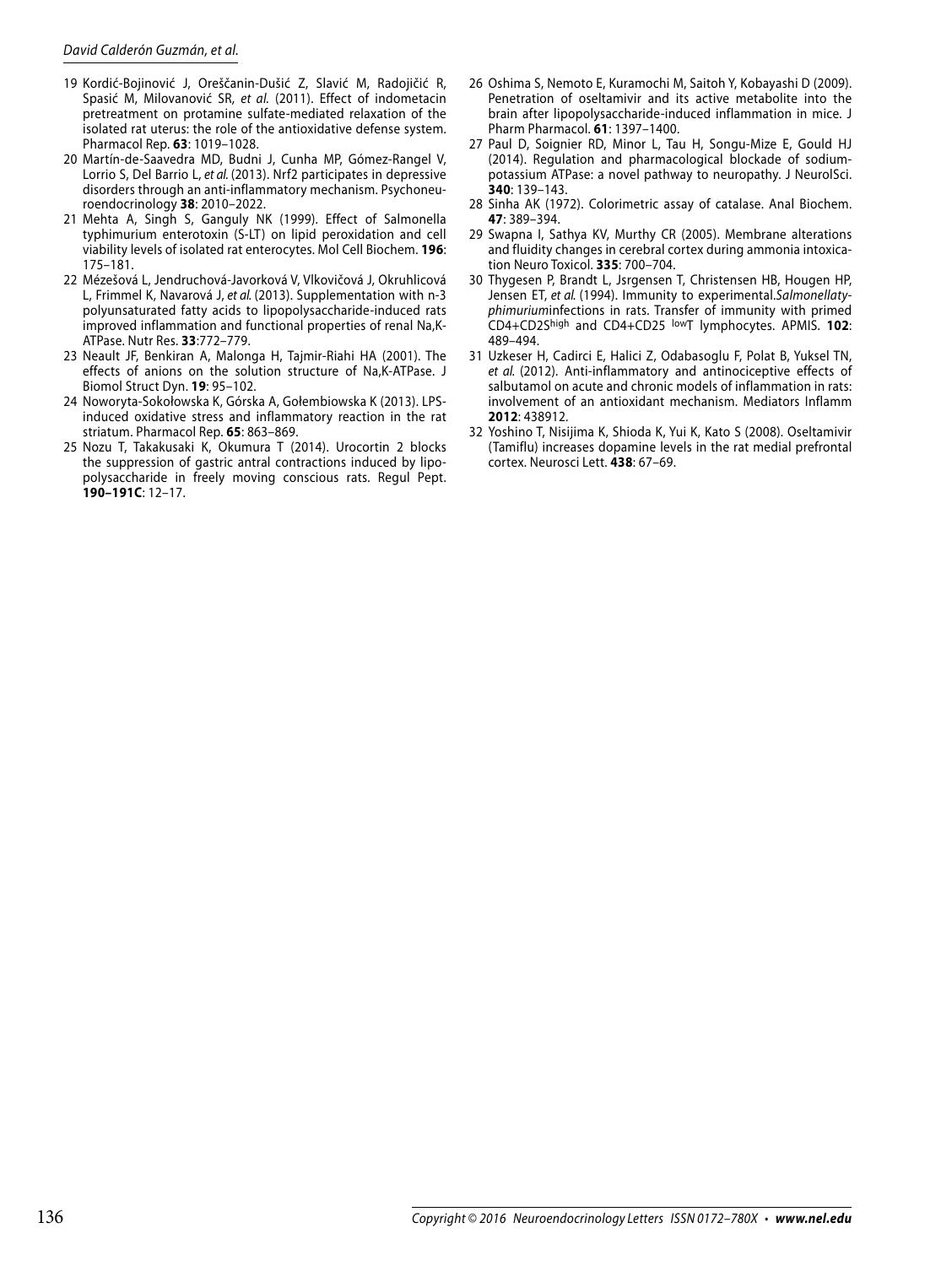19 Kordić-Bojinović J, Oreščanin-Dušić Z, Slavić M, Radojičić R, Spasić M, Milovanović SR, *et al.* (2011). Effect of indometacin pretreatment on protamine sulfate-mediated relaxation of the isolated rat uterus: the role of the antioxidative defense system. Pharmacol Rep. **63**: 1019–1028.

20 Martín-de-Saavedra MD, Budni J, Cunha MP, Gómez-Rangel V, Lorrio S, Del Barrio L, *et al.* (2013). Nrf2 participates in depressive disorders through an anti-inflammatory mechanism. Psychoneuroendocrinology **38**: 2010–2022.

21 Mehta A, Singh S, Ganguly NK (1999). Effect of Salmonella typhimurium enterotoxin (S-LT) on lipid peroxidation and cell viability levels of isolated rat enterocytes. Mol Cell Biochem. **196**: 175–181.

22 Mézešová L, Jendruchová-Javorková V, Vlkovičová J, Okruhlicová L, Frimmel K, Navarová J, *et al.* (2013). Supplementation with n-3 polyunsaturated fatty acids to lipopolysaccharide-induced rats improved inflammation and functional properties of renal Na,K-ATPase. Nutr Res. **33**:772–779.

23 Neault JF, Benkiran A, Malonga H, Tajmir-Riahi HA (2001). The effects of anions on the solution structure of Na,K-ATPase. J Biomol Struct Dyn. **19**: 95–102.

24 Noworyta-Sokołowska K, Górska A, Gołembiowska K (2013). LPS-induced oxidative stress and inflammatory reaction in the rat striatum. Pharmacol Rep. **65**: 863–869.

25 Nozu T, Takakusaki K, Okumura T (2014). Urocortin 2 blocks the suppression of gastric antral contractions induced by lipopolysaccharide in freely moving conscious rats. Regul Pept. **190–191C**: 12–17.

26 Oshima S, Nemoto E, Kuramochi M, Saitoh Y, Kobayashi D (2009). Penetration of oseltamivir and its active metabolite into the brain after lipopolysaccharide-induced inflammation in mice. J Pharm Pharmacol. **61**: 1397–1400.

27 Paul D, Soignier RD, Minor L, Tau H, Songu-Mize E, Gould HJ (2014). Regulation and pharmacological blockade of sodium-potassium ATPase: a novel pathway to neuropathy. J NeurolSci. **340**: 139–143.

28 Sinha AK (1972). Colorimetric assay of catalase. Anal Biochem. **47**: 389–394.

29 Swapna I, Sathya KV, Murthy CR (2005). Membrane alterations and fluidity changes in cerebral cortex during ammonia intoxication Neuro Toxicol. **335**: 700–704.

30 Thygesen P, Brandt L, Jsrgensen T, Christensen HB, Hougen HP, Jensen ET, *et al.* (1994). Immunity to experimental.*Salmonellatyphimurium*infections in rats. Transfer of immunity with primed CD4+CD25high and CD4+CD25 lowT lymphocytes. APMIS. **102**: 489–494.

31 Uzkeser H, Cadirci E, Halici Z, Odabasoglu F, Polat B, Yuksel TN, *et al.* (2012). Anti-inflammatory and antinociceptive effects of salbutamol on acute and chronic models of inflammation in rats: involvement of an antioxidant mechanism. Mediators Inflamm **2012**: 438912.

32 Yoshino T, Nisijima K, Shioda K, Yui K, Kato S (2008). Oseltamivir (Tamiflu) increases dopamine levels in the rat medial prefrontal cortex. Neurosci Lett. **438**: 67–69.